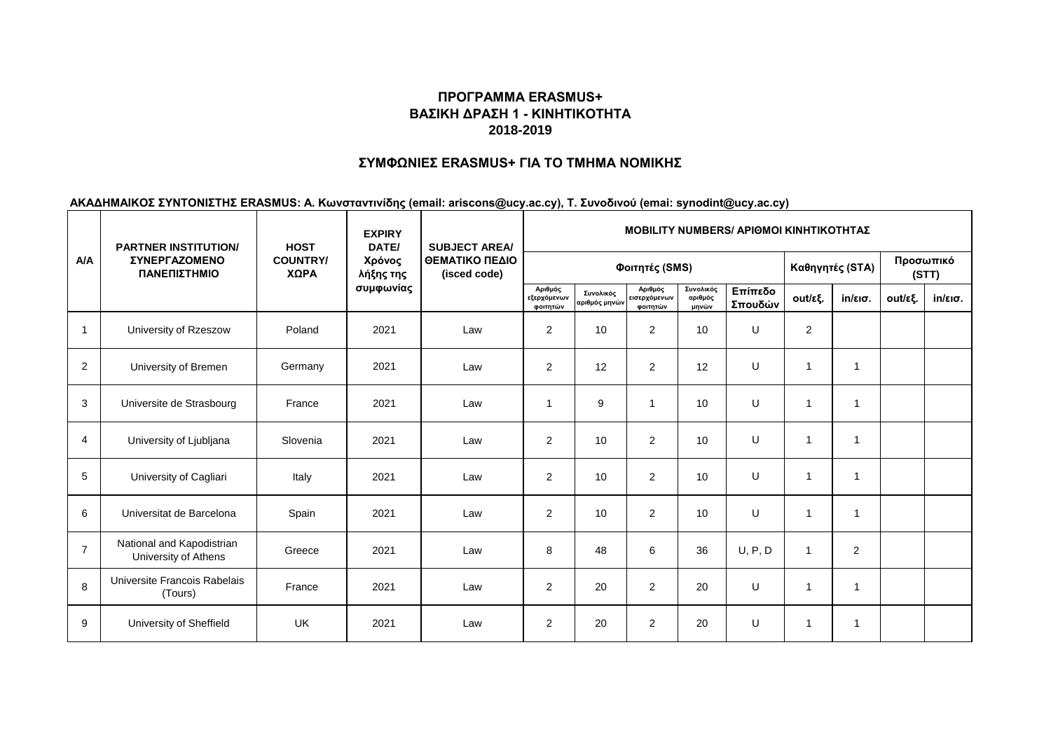## ΠΡΟΓΡΑΜΜΑ ERASMUS+
## ΒΑΣΙΚΗ ΔΡΑΣΗ 1 - ΚΙΝΗΤΙΚΟΤΗΤΑ
## 2018-2019

### ΣΥΜΦΩΝΙΕΣ ERASMUS+ ΓΙΑ ΤΟ ΤΜΗΜΑ ΝΟΜΙΚΗΣ

**ΑΚΑΔΗΜΑΙΚΟΣ ΣΥΝΤΟΝΙΣΤΗΣ ERASMUS: Α. Κωνσταντινίδης (email: ariscons@ucy.ac.cy), Τ. Συνοδινού (emai: synodint@ucy.ac.cy)**

| Α/Α | PARTNER INSTITUTION/ ΣΥΝΕΡΓΑΖΟΜΕΝΟ ΠΑΝΕΠΙΣΤΗΜΙΟ | HOST COUNTRY/ ΧΩΡΑ | EXPIRY DATE/ Χρόνος λήξης της συμφωνίας | SUBJECT AREA/ ΘΕΜΑΤΙΚΟ ΠΕΔΙΟ (isced code) | MOBILITY NUMBERS/ ΑΡΙΘΜΟΙ ΚΙΝΗΤΙΚΟΤΗΤΑΣ | | | | | | | | |
|---|---|---|---|---|---|---|---|---|---|---|---|---|---|
| | | | | | Φοιτητές (SMS) | | | | | Καθηγητές (STA) | | Προσωπικό (STT) | |
| | | | | | Αριθμός εξερχόμενων φοιτητών | Συνολικός αριθμός μηνών | Αριθμός εισερχόμενων φοιτητών | Συνολικός αριθμός μηνών | Επίπεδο Σπουδών | out/εξ. | in/εισ. | out/εξ. | in/εισ. |
| 1 | University of Rzeszow | Poland | 2021 | Law | 2 | 10 | 2 | 10 | U | 2 | | | |
| 2 | University of Bremen | Germany | 2021 | Law | 2 | 12 | 2 | 12 | U | 1 | 1 | | |
| 3 | Universite de Strasbourg | France | 2021 | Law | 1 | 9 | 1 | 10 | U | 1 | 1 | | |
| 4 | University of Ljubljana | Slovenia | 2021 | Law | 2 | 10 | 2 | 10 | U | 1 | 1 | | |
| 5 | University of Cagliari | Italy | 2021 | Law | 2 | 10 | 2 | 10 | U | 1 | 1 | | |
| 6 | Universitat de Barcelona | Spain | 2021 | Law | 2 | 10 | 2 | 10 | U | 1 | 1 | | |
| 7 | National and Kapodistrian University of Athens | Greece | 2021 | Law | 8 | 48 | 6 | 36 | U, P, D | 1 | 2 | | |
| 8 | Universite Francois Rabelais (Tours) | France | 2021 | Law | 2 | 20 | 2 | 20 | U | 1 | 1 | | |
| 9 | University of Sheffield | UK | 2021 | Law | 2 | 20 | 2 | 20 | U | 1 | 1 | | |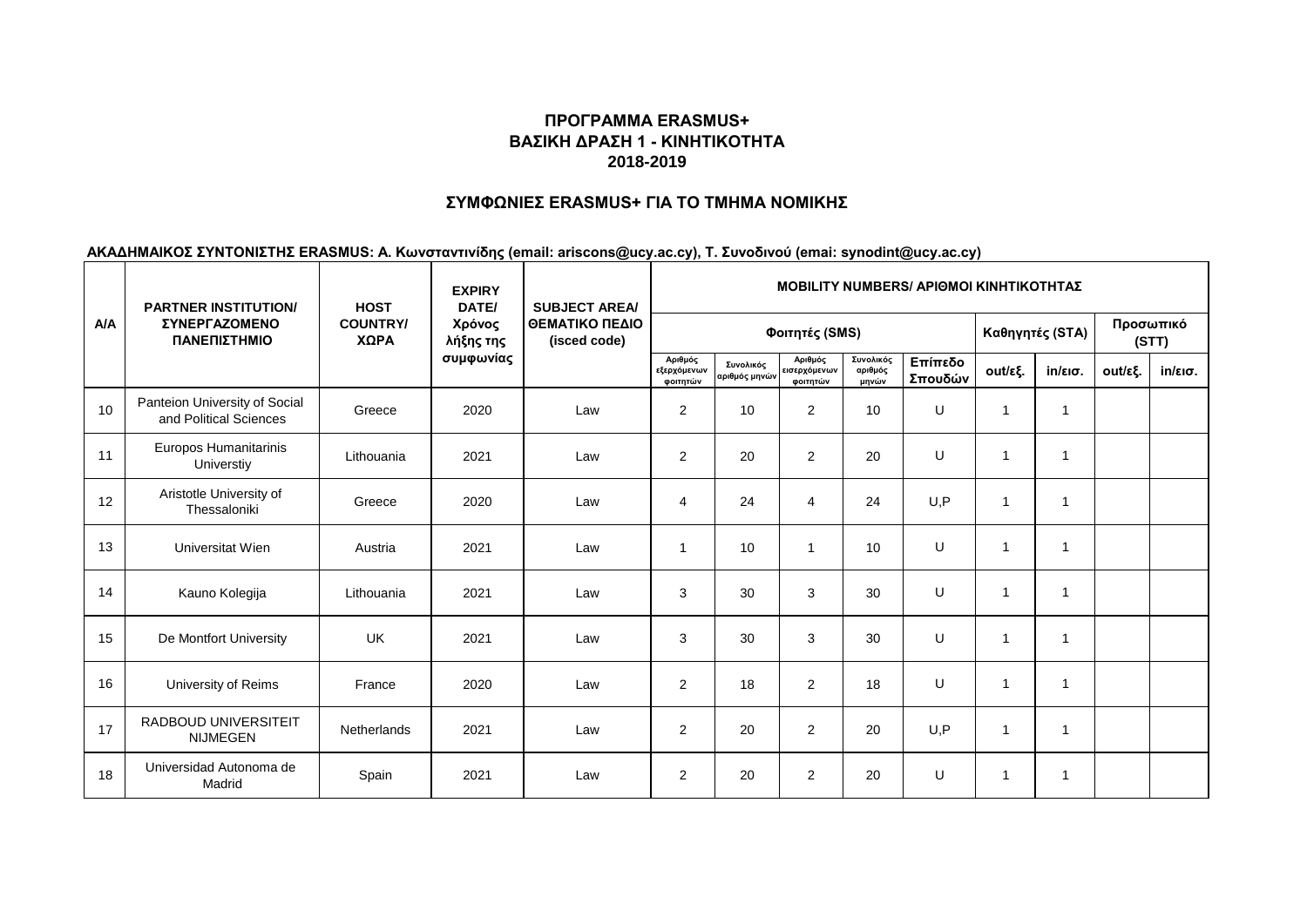## ΠΡΟΓΡΑΜΜΑ ERASMUS+
## ΒΑΣΙΚΗ ΔΡΑΣΗ 1 - ΚΙΝΗΤΙΚΟΤΗΤΑ
## 2018-2019

### ΣΥΜΦΩΝΙΕΣ ERASMUS+ ΓΙΑ ΤΟ ΤΜΗΜΑ ΝΟΜΙΚΗΣ

**ΑΚΑΔΗΜΑΙΚΟΣ ΣΥΝΤΟΝΙΣΤΗΣ ERASMUS: Α. Κωνσταντινίδης (email: ariscons@ucy.ac.cy), Τ. Συνοδινού (emai: synodint@ucy.ac.cy)**

| A/A | PARTNER INSTITUTION/ ΣΥΝΕΡΓΑΖΟΜΕΝΟ ΠΑΝΕΠΙΣΤΗΜΙΟ | HOST COUNTRY/ ΧΩΡΑ | EXPIRY DATE/ Χρόνος λήξης της συμφωνίας | SUBJECT AREA/ ΘΕΜΑΤΙΚΟ ΠΕΔΙΟ (isced code) | MOBILITY NUMBERS/ ΑΡΙΘΜΟΙ ΚΙΝΗΤΙΚΟΤΗΤΑΣ | | | | | | | | |
|---|---|---|---|---|---|---|---|---|---|---|---|---|---|
| | | | | | Φοιτητές (SMS) | | | | | Καθηγητές (STA) | | Προσωπικό (STT) | |
| | | | | | Αριθμός εξερχόμενων φοιτητών | Συνολικός αριθμός μηνών | Αριθμός εισερχόμενων φοιτητών | Συνολικός αριθμός μηνών | Επίπεδο Σπουδών | out/εξ. | in/εισ. | out/εξ. | in/εισ. |
| 10 | Panteion University of Social and Political Sciences | Greece | 2020 | Law | 2 | 10 | 2 | 10 | U | 1 | 1 | | |
| 11 | Europos Humanitarinis Universtiy | Lithouania | 2021 | Law | 2 | 20 | 2 | 20 | U | 1 | 1 | | |
| 12 | Aristotle University of Thessaloniki | Greece | 2020 | Law | 4 | 24 | 4 | 24 | U,P | 1 | 1 | | |
| 13 | Universitat Wien | Austria | 2021 | Law | 1 | 10 | 1 | 10 | U | 1 | 1 | | |
| 14 | Kauno Kolegija | Lithouania | 2021 | Law | 3 | 30 | 3 | 30 | U | 1 | 1 | | |
| 15 | De Montfort University | UK | 2021 | Law | 3 | 30 | 3 | 30 | U | 1 | 1 | | |
| 16 | University of Reims | France | 2020 | Law | 2 | 18 | 2 | 18 | U | 1 | 1 | | |
| 17 | RADBOUD UNIVERSITEIT NIJMEGEN | Netherlands | 2021 | Law | 2 | 20 | 2 | 20 | U,P | 1 | 1 | | |
| 18 | Universidad Autonoma de Madrid | Spain | 2021 | Law | 2 | 20 | 2 | 20 | U | 1 | 1 | | |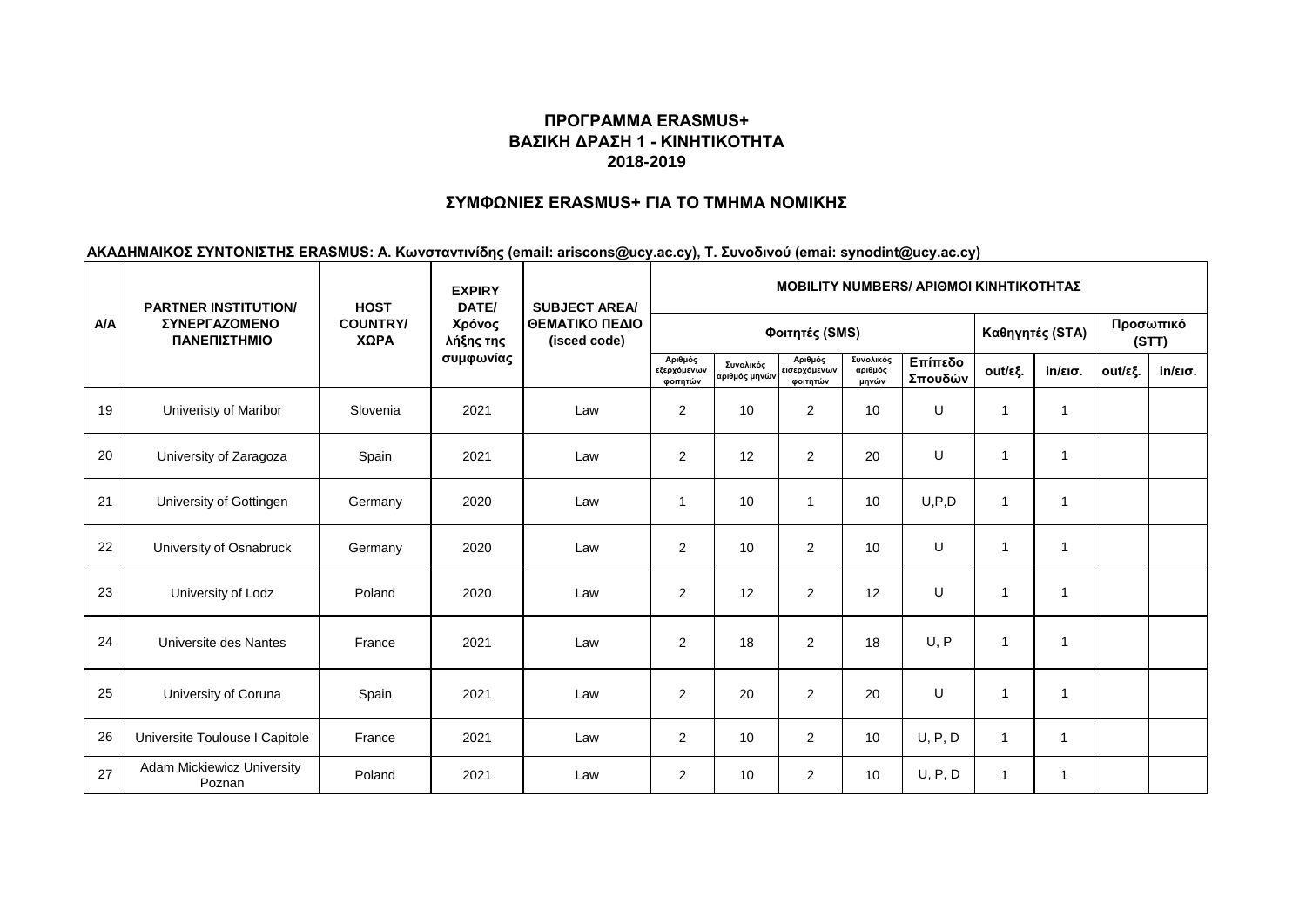**ΠΡΟΓΡΑΜΜΑ ERASMUS+**
**ΒΑΣΙΚΗ ΔΡΑΣΗ 1 - ΚΙΝΗΤΙΚΟΤΗΤΑ**
**2018-2019**

## ΣΥΜΦΩΝΙΕΣ ERASMUS+ ΓΙΑ ΤΟ ΤΜΗΜΑ ΝΟΜΙΚΗΣ

**ΑΚΑΔΗΜΑΙΚΟΣ ΣΥΝΤΟΝΙΣΤΗΣ ERASMUS: Α. Κωνσταντινίδης (email: ariscons@ucy.ac.cy), Τ. Συνοδινού (emai: synodint@ucy.ac.cy)**

| Α/Α | PARTNER INSTITUTION/ ΣΥΝΕΡΓΑΖΟΜΕΝΟ ΠΑΝΕΠΙΣΤΗΜΙΟ | HOST COUNTRY/ ΧΩΡΑ | EXPIRY DATE/ Χρόνος λήξης της συμφωνίας | SUBJECT AREA/ ΘΕΜΑΤΙΚΟ ΠΕΔΙΟ (isced code) | MOBILITY NUMBERS/ ΑΡΙΘΜΟΙ ΚΙΝΗΤΙΚΟΤΗΤΑΣ | | | | | | | | |
|---|---|---|---|---|---|---|---|---|---|---|---|---|---|
| | | | | | Φοιτητές (SMS) | | | | | Καθηγητές (STA) | | Προσωπικό (STT) | |
| | | | | | Αριθμός εξερχόμενων φοιτητών | Συνολικός αριθμός μηνών | Αριθμός εισερχόμενων φοιτητών | Συνολικός αριθμός μηνών | Επίπεδο Σπουδών | out/εξ. | in/εισ. | out/εξ. | in/εισ. |
| 19 | Univeristy of Maribor | Slovenia | 2021 | Law | 2 | 10 | 2 | 10 | U | 1 | 1 | | |
| 20 | University of Zaragoza | Spain | 2021 | Law | 2 | 12 | 2 | 20 | U | 1 | 1 | | |
| 21 | University of Gottingen | Germany | 2020 | Law | 1 | 10 | 1 | 10 | U,P,D | 1 | 1 | | |
| 22 | University of Osnabruck | Germany | 2020 | Law | 2 | 10 | 2 | 10 | U | 1 | 1 | | |
| 23 | University of Lodz | Poland | 2020 | Law | 2 | 12 | 2 | 12 | U | 1 | 1 | | |
| 24 | Universite des Nantes | France | 2021 | Law | 2 | 18 | 2 | 18 | U, P | 1 | 1 | | |
| 25 | University of Coruna | Spain | 2021 | Law | 2 | 20 | 2 | 20 | U | 1 | 1 | | |
| 26 | Universite Toulouse I Capitole | France | 2021 | Law | 2 | 10 | 2 | 10 | U, P, D | 1 | 1 | | |
| 27 | Adam Mickiewicz University Poznan | Poland | 2021 | Law | 2 | 10 | 2 | 10 | U, P, D | 1 | 1 | | |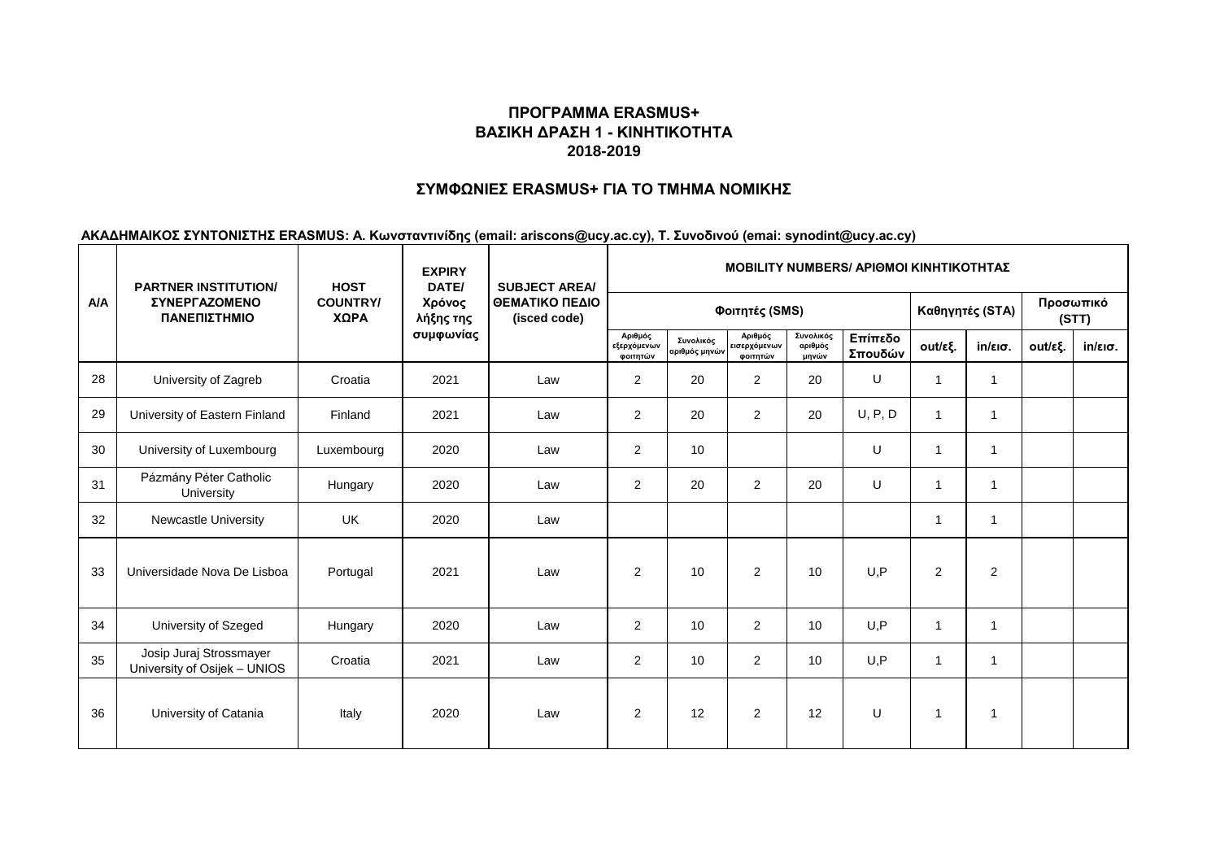**ΠΡΟΓΡΑΜΜΑ ERASMUS+**
**ΒΑΣΙΚΗ ΔΡΑΣΗ 1 - ΚΙΝΗΤΙΚΟΤΗΤΑ**
**2018-2019**

**ΣΥΜΦΩΝΙΕΣ ERASMUS+ ΓΙΑ ΤΟ ΤΜΗΜΑ ΝΟΜΙΚΗΣ**

**ΑΚΑΔΗΜΑΙΚΟΣ ΣΥΝΤΟΝΙΣΤΗΣ ERASMUS: Α. Κωνσταντινίδης (email: ariscons@ucy.ac.cy), Τ. Συνοδινού (emai: synodint@ucy.ac.cy)**

| A/A | PARTNER INSTITUTION/ ΣΥΝΕΡΓΑΖΟΜΕΝΟ ΠΑΝΕΠΙΣΤΗΜΙΟ | HOST COUNTRY/ ΧΩΡΑ | EXPIRY DATE/ Χρόνος λήξης της συμφωνίας | SUBJECT AREA/ ΘΕΜΑΤΙΚΟ ΠΕΔΙΟ (isced code) | MOBILITY NUMBERS/ ΑΡΙΘΜΟΙ ΚΙΝΗΤΙΚΟΤΗΤΑΣ | | | | | | | | |
|---|---|---|---|---|---|---|---|---|---|---|---|---|---|
| | | | | | Φοιτητές (SMS) | | | | | Καθηγητές (STA) | | Προσωπικό (STT) | |
| | | | | | Αριθμός εξερχόμενων φοιτητών | Συνολικός αριθμός μηνών | Αριθμός εισερχόμενων φοιτητών | Συνολικός αριθμός μηνών | Επίπεδο Σπουδών | out/εξ. | in/εισ. | out/εξ. | in/εισ. |
| 28 | University of Zagreb | Croatia | 2021 | Law | 2 | 20 | 2 | 20 | U | 1 | 1 | | |
| 29 | University of Eastern Finland | Finland | 2021 | Law | 2 | 20 | 2 | 20 | U, P, D | 1 | 1 | | |
| 30 | University of Luxembourg | Luxembourg | 2020 | Law | 2 | 10 | | | U | 1 | 1 | | |
| 31 | Pázmány Péter Catholic University | Hungary | 2020 | Law | 2 | 20 | 2 | 20 | U | 1 | 1 | | |
| 32 | Newcastle University | UK | 2020 | Law | | | | | | 1 | 1 | | |
| 33 | Universidade Nova De Lisboa | Portugal | 2021 | Law | 2 | 10 | 2 | 10 | U,P | 2 | 2 | | |
| 34 | University of Szeged | Hungary | 2020 | Law | 2 | 10 | 2 | 10 | U,P | 1 | 1 | | |
| 35 | Josip Juraj Strossmayer University of Osijek – UNIOS | Croatia | 2021 | Law | 2 | 10 | 2 | 10 | U,P | 1 | 1 | | |
| 36 | University of Catania | Italy | 2020 | Law | 2 | 12 | 2 | 12 | U | 1 | 1 | | |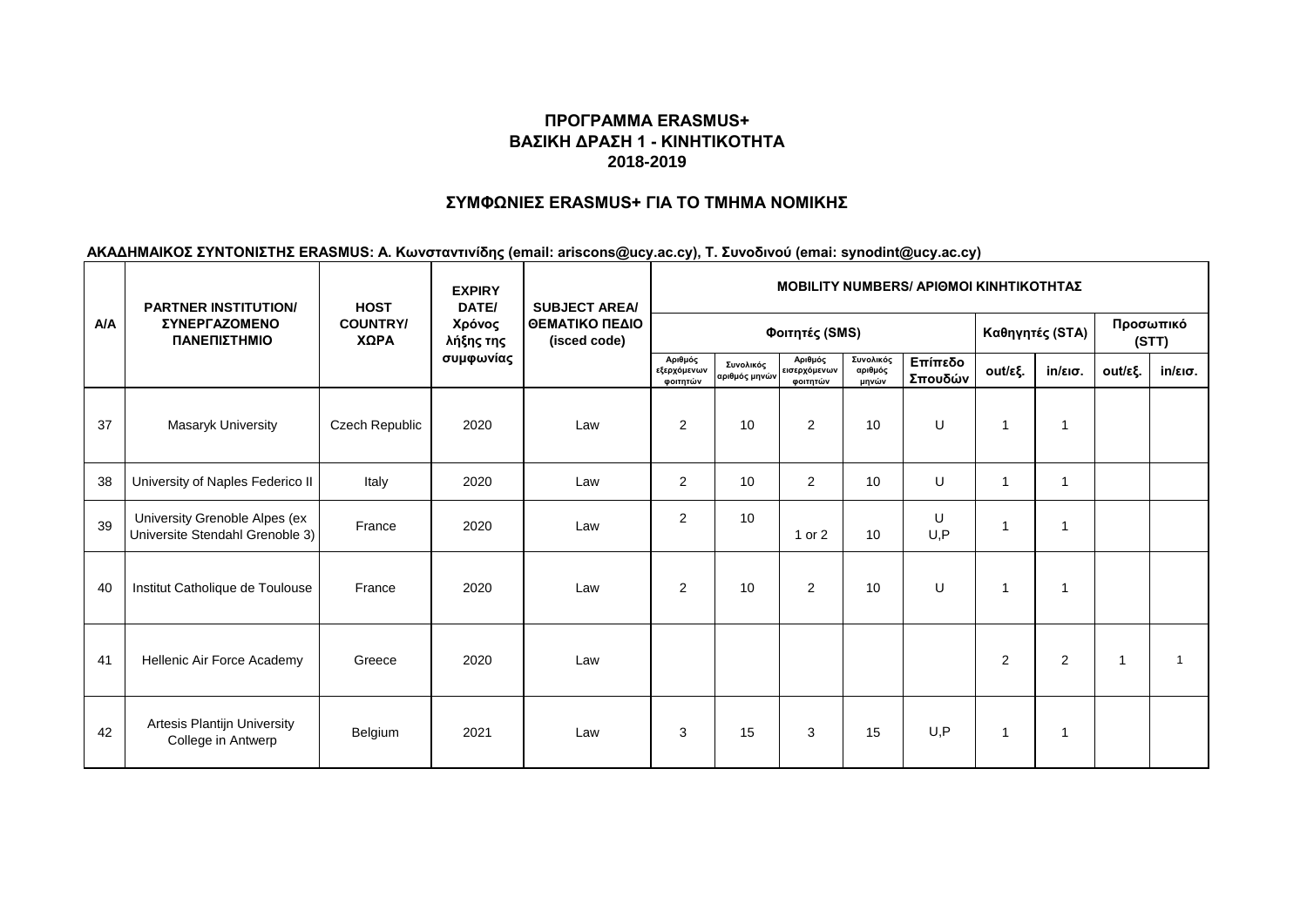## ΠΡΟΓΡΑΜΜΑ ERASMUS+
## ΒΑΣΙΚΗ ΔΡΑΣΗ 1 - ΚΙΝΗΤΙΚΟΤΗΤΑ
## 2018-2019

### ΣΥΜΦΩΝΙΕΣ ERASMUS+ ΓΙΑ ΤΟ ΤΜΗΜΑ ΝΟΜΙΚΗΣ

**ΑΚΑΔΗΜΑΙΚΟΣ ΣΥΝΤΟΝΙΣΤΗΣ ERASMUS: Α. Κωνσταντινίδης (email: ariscons@ucy.ac.cy), Τ. Συνοδινού (emai: synodint@ucy.ac.cy)**

| Α/Α | PARTNER INSTITUTION/ ΣΥΝΕΡΓΑΖΟΜΕΝΟ ΠΑΝΕΠΙΣΤΗΜΙΟ | HOST COUNTRY/ ΧΩΡΑ | EXPIRY DATE/ Χρόνος λήξης της συμφωνίας | SUBJECT AREA/ ΘΕΜΑΤΙΚΟ ΠΕΔΙΟ (isced code) | MOBILITY NUMBERS/ ΑΡΙΘΜΟΙ ΚΙΝΗΤΙΚΟΤΗΤΑΣ | | | | | | | | |
|---|---|---|---|---|---|---|---|---|---|---|---|---|---|
| | | | | | Φοιτητές (SMS) | | | | | Καθηγητές (STA) | | Προσωπικό (STT) | |
| | | | | | Αριθμός εξερχόμενων φοιτητών | Συνολικός αριθμός μηνών | Αριθμός εισερχόμενων φοιτητών | Συνολικός αριθμός μηνών | Επίπεδο Σπουδών | out/εξ. | in/εισ. | out/εξ. | in/εισ. |
| 37 | Masaryk University | Czech Republic | 2020 | Law | 2 | 10 | 2 | 10 | U | 1 | 1 | | |
| 38 | University of Naples Federico II | Italy | 2020 | Law | 2 | 10 | 2 | 10 | U | 1 | 1 | | |
| 39 | University Grenoble Alpes (ex Universite Stendahl Grenoble 3) | France | 2020 | Law | 2 | 10 | 1 or 2 | 10 | U<br>U,P | 1 | 1 | | |
| 40 | Institut Catholique de Toulouse | France | 2020 | Law | 2 | 10 | 2 | 10 | U | 1 | 1 | | |
| 41 | Hellenic Air Force Academy | Greece | 2020 | Law | | | | | | 2 | 2 | 1 | 1 |
| 42 | Artesis Plantijn University College in Antwerp | Belgium | 2021 | Law | 3 | 15 | 3 | 15 | U,P | 1 | 1 | | |